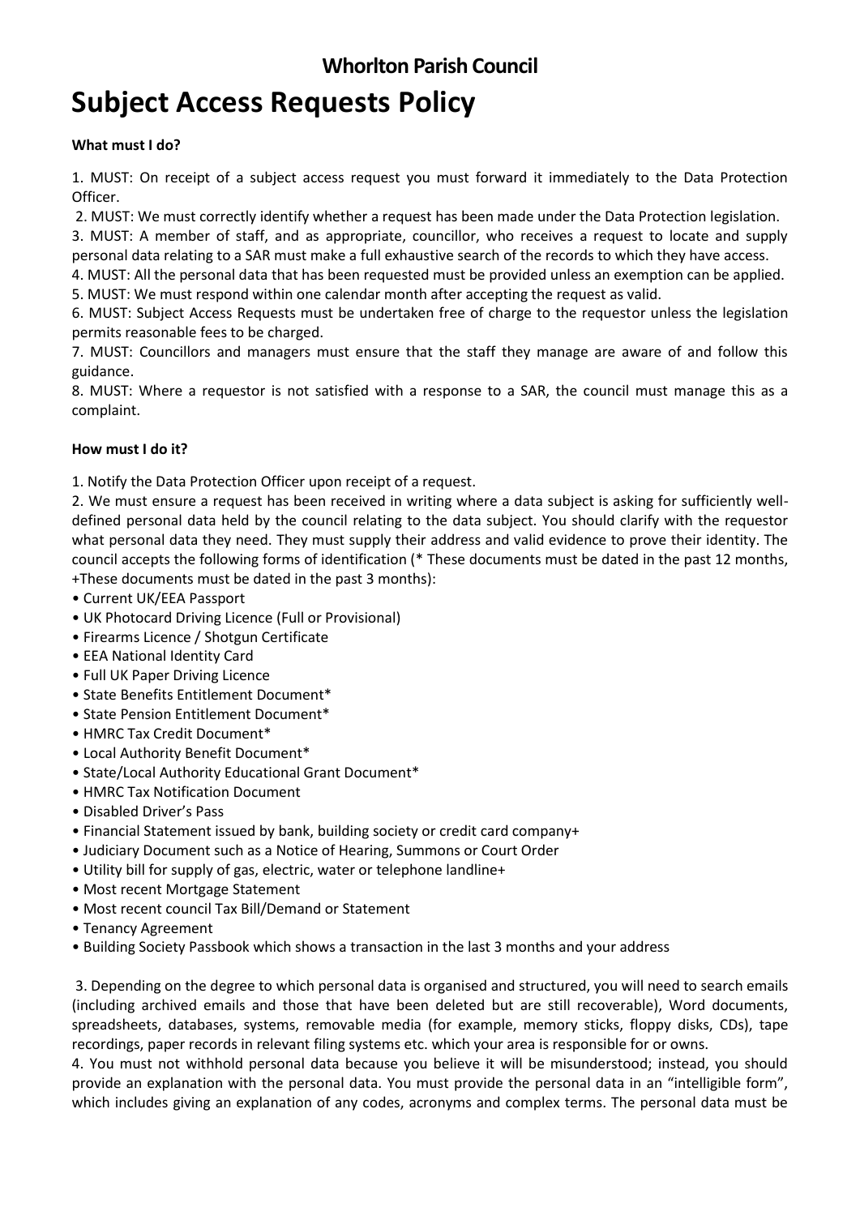## Whorlton Parish Council

# Subject Access Requests Policy

**What must I do?**

1. MUST: On receipt of a subject access request you must forward it immediately to the Data Protection Officer.
2. MUST: We must correctly identify whether a request has been made under the Data Protection legislation.
3. MUST: A member of staff, and as appropriate, councillor, who receives a request to locate and supply personal data relating to a SAR must make a full exhaustive search of the records to which they have access.
4. MUST: All the personal data that has been requested must be provided unless an exemption can be applied.
5. MUST: We must respond within one calendar month after accepting the request as valid.
6. MUST: Subject Access Requests must be undertaken free of charge to the requestor unless the legislation permits reasonable fees to be charged.
7. MUST: Councillors and managers must ensure that the staff they manage are aware of and follow this guidance.
8. MUST: Where a requestor is not satisfied with a response to a SAR, the council must manage this as a complaint.

**How must I do it?**

1. Notify the Data Protection Officer upon receipt of a request.
2. We must ensure a request has been received in writing where a data subject is asking for sufficiently well-defined personal data held by the council relating to the data subject. You should clarify with the requestor what personal data they need. They must supply their address and valid evidence to prove their identity. The council accepts the following forms of identification (* These documents must be dated in the past 12 months, +These documents must be dated in the past 3 months):

- Current UK/EEA Passport
- UK Photocard Driving Licence (Full or Provisional)
- Firearms Licence / Shotgun Certificate
- EEA National Identity Card
- Full UK Paper Driving Licence
- State Benefits Entitlement Document*
- State Pension Entitlement Document*
- HMRC Tax Credit Document*
- Local Authority Benefit Document*
- State/Local Authority Educational Grant Document*
- HMRC Tax Notification Document
- Disabled Driver's Pass
- Financial Statement issued by bank, building society or credit card company+
- Judiciary Document such as a Notice of Hearing, Summons or Court Order
- Utility bill for supply of gas, electric, water or telephone landline+
- Most recent Mortgage Statement
- Most recent council Tax Bill/Demand or Statement
- Tenancy Agreement
- Building Society Passbook which shows a transaction in the last 3 months and your address

3. Depending on the degree to which personal data is organised and structured, you will need to search emails (including archived emails and those that have been deleted but are still recoverable), Word documents, spreadsheets, databases, systems, removable media (for example, memory sticks, floppy disks, CDs), tape recordings, paper records in relevant filing systems etc. which your area is responsible for or owns.
4. You must not withhold personal data because you believe it will be misunderstood; instead, you should provide an explanation with the personal data. You must provide the personal data in an "intelligible form", which includes giving an explanation of any codes, acronyms and complex terms. The personal data must be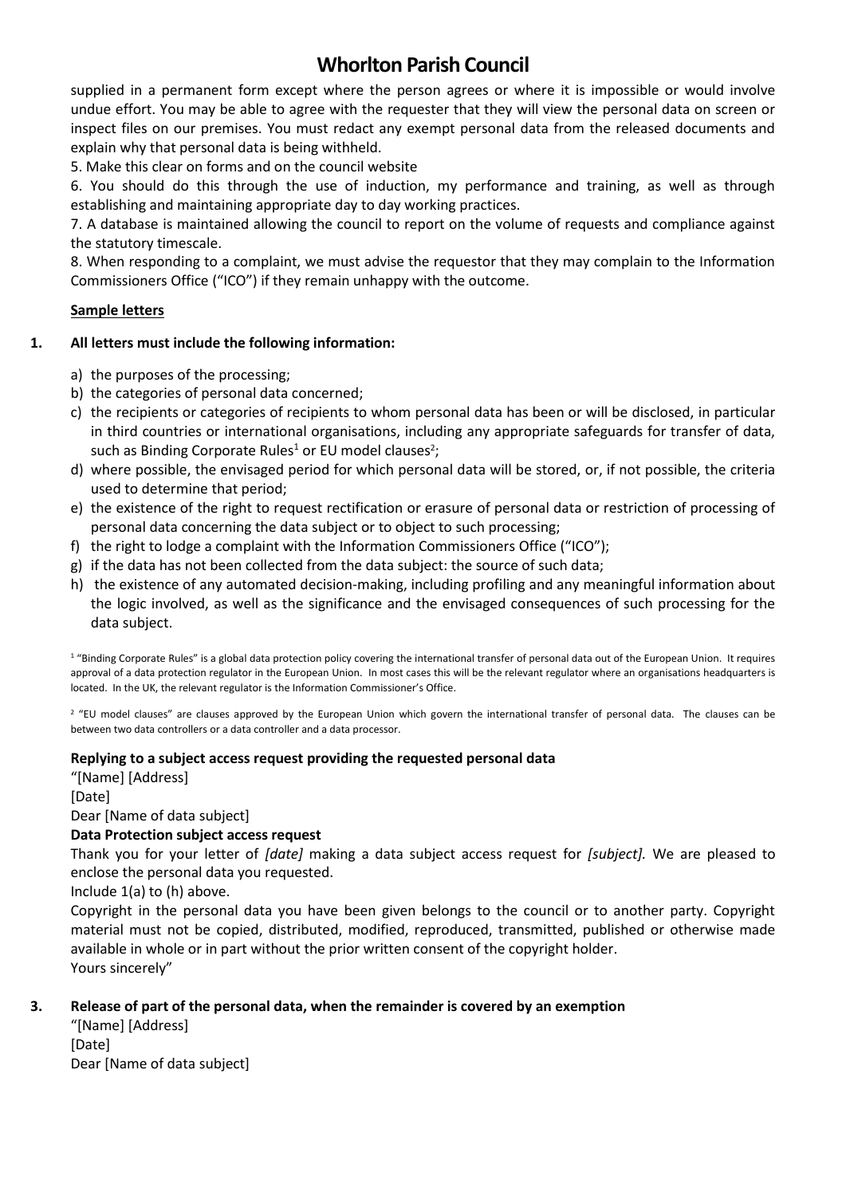supplied in a permanent form except where the person agrees or where it is impossible or would involve undue effort. You may be able to agree with the requester that they will view the personal data on screen or inspect files on our premises. You must redact any exempt personal data from the released documents and explain why that personal data is being withheld.

5. Make this clear on forms and on the council website

6. You should do this through the use of induction, my performance and training, as well as through establishing and maintaining appropriate day to day working practices.

7. A database is maintained allowing the council to report on the volume of requests and compliance against the statutory timescale.

8. When responding to a complaint, we must advise the requestor that they may complain to the Information Commissioners Office ("ICO") if they remain unhappy with the outcome.

**Sample letters**

**1. All letters must include the following information:**

a) the purposes of the processing;
b) the categories of personal data concerned;
c) the recipients or categories of recipients to whom personal data has been or will be disclosed, in particular in third countries or international organisations, including any appropriate safeguards for transfer of data, such as Binding Corporate Rules[1] or EU model clauses[2];
d) where possible, the envisaged period for which personal data will be stored, or, if not possible, the criteria used to determine that period;
e) the existence of the right to request rectification or erasure of personal data or restriction of processing of personal data concerning the data subject or to object to such processing;
f) the right to lodge a complaint with the Information Commissioners Office ("ICO");
g) if the data has not been collected from the data subject: the source of such data;
h) the existence of any automated decision-making, including profiling and any meaningful information about the logic involved, as well as the significance and the envisaged consequences of such processing for the data subject.

[1] "Binding Corporate Rules" is a global data protection policy covering the international transfer of personal data out of the European Union. It requires approval of a data protection regulator in the European Union. In most cases this will be the relevant regulator where an organisations headquarters is located. In the UK, the relevant regulator is the Information Commissioner's Office.

[2] "EU model clauses" are clauses approved by the European Union which govern the international transfer of personal data. The clauses can be between two data controllers or a data controller and a data processor.

**Replying to a subject access request providing the requested personal data**

"[Name] [Address]
[Date]
Dear [Name of data subject]

**Data Protection subject access request**

Thank you for your letter of *[date]* making a data subject access request for *[subject].* We are pleased to enclose the personal data you requested.

Include 1(a) to (h) above.

Copyright in the personal data you have been given belongs to the council or to another party. Copyright material must not be copied, distributed, modified, reproduced, transmitted, published or otherwise made available in whole or in part without the prior written consent of the copyright holder.

Yours sincerely"

**3. Release of part of the personal data, when the remainder is covered by an exemption**

"[Name] [Address]
[Date]
Dear [Name of data subject]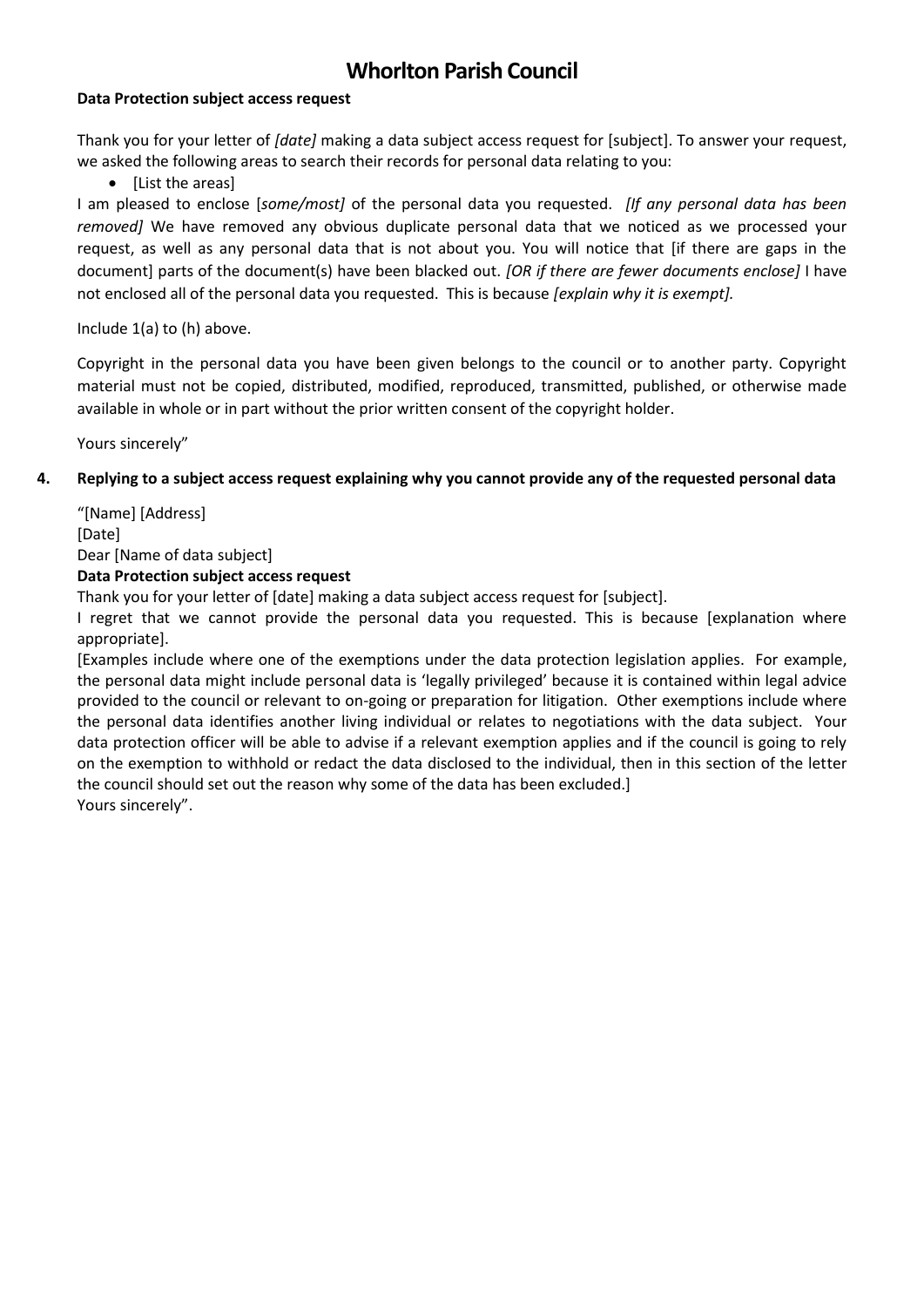**Data Protection subject access request**

Thank you for your letter of *[date]* making a data subject access request for [subject]. To answer your request, we asked the following areas to search their records for personal data relating to you:

- [List the areas]

I am pleased to enclose [*some/most]* of the personal data you requested. *[If any personal data has been removed]* We have removed any obvious duplicate personal data that we noticed as we processed your request, as well as any personal data that is not about you. You will notice that [if there are gaps in the document] parts of the document(s) have been blacked out. *[OR if there are fewer documents enclose]* I have not enclosed all of the personal data you requested. This is because *[explain why it is exempt].*

Include 1(a) to (h) above.

Copyright in the personal data you have been given belongs to the council or to another party. Copyright material must not be copied, distributed, modified, reproduced, transmitted, published, or otherwise made available in whole or in part without the prior written consent of the copyright holder.

Yours sincerely"

**4. Replying to a subject access request explaining why you cannot provide any of the requested personal data**

"[Name] [Address]
[Date]
Dear [Name of data subject]

**Data Protection subject access request**

Thank you for your letter of [date] making a data subject access request for [subject].

I regret that we cannot provide the personal data you requested. This is because [explanation where appropriate].

[Examples include where one of the exemptions under the data protection legislation applies. For example, the personal data might include personal data is 'legally privileged' because it is contained within legal advice provided to the council or relevant to on-going or preparation for litigation. Other exemptions include where the personal data identifies another living individual or relates to negotiations with the data subject. Your data protection officer will be able to advise if a relevant exemption applies and if the council is going to rely on the exemption to withhold or redact the data disclosed to the individual, then in this section of the letter the council should set out the reason why some of the data has been excluded.]

Yours sincerely".